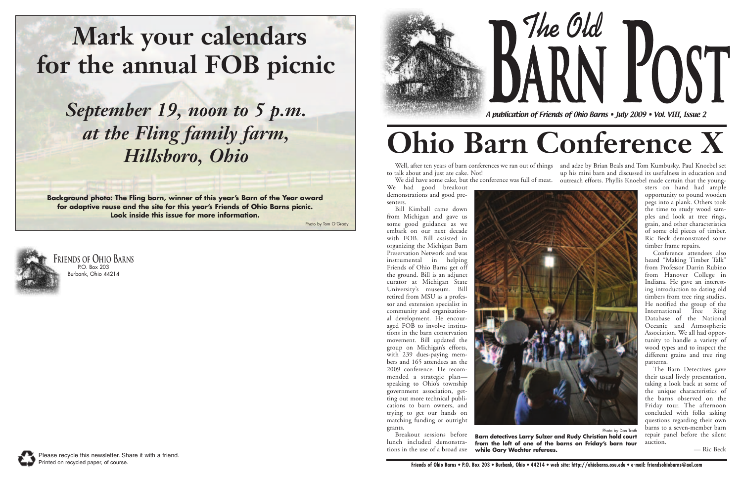# Mark your calendars for the annual FOB picnic

## *September 19, noon to 5 p.m. at the Fling family farm, Hillsboro, Ohio*

**Background photo: The Fling barn, winner of this year's Barn of the Year award for adaptive reuse and the site for this year's Friends of Ohio Barns picnic. Look inside this issue for more information.**

Photo by Tom O'Grady

FRIENDS OF OHIO BARNS
P.O. Box 203
Burbank, Ohio 44214

Please recycle this newsletter. Share it with a friend.
Printed on recycled paper, of course.

# The Old Barn Post

*A publication of Friends of Ohio Barns • July 2009 • Vol. VIII, Issue 2*

# Ohio Barn Conference X

Well, after ten years of barn conferences we ran out of things to talk about and just ate cake. Not!

We did have some cake, but the conference was full of meat. We had good breakout demonstrations and good presenters.

Bill Kimball came down from Michigan and gave us some good guidance as we embark on our next decade with FOB. Bill assisted in organizing the Michigan Barn Preservation Network and was instrumental in helping Friends of Ohio Barns get off the ground. Bill is an adjunct curator at Michigan State University's museum. Bill retired from MSU as a professor and extension specialist in community and organizational development. He encouraged FOB to involve institutions in the barn conservation movement. Bill updated the group on Michigan's efforts, with 239 dues-paying members and 165 attendees an the 2009 conference. He recommended a strategic plan—speaking to Ohio's township government association, getting out more technical publications to barn owners, and trying to get our hands on matching funding or outright grants.

Breakout sessions before lunch included demonstrations in the use of a broad axe and adze by Brian Beals and Tom Kumbusky. Paul Knoebel set up his mini barn and discussed its usefulness in education and outreach efforts. Phyllis Knoebel made certain that the youngsters on hand had ample opportunity to pound wooden pegs into a plank. Others took the time to study wood samples and look at tree rings, grain, and other characteristics of some old pieces of timber. Ric Beck demonstrated some timber frame repairs.

Conference attendees also heard "Making Timber Talk" from Professor Darrin Rubino from Hanover College in Indiana. He gave an interesting introduction to dating old timbers from tree ring studies. He notified the group of the International Tree Ring Database of the National Oceanic and Atmospheric Association. We all had opportunity to handle a variety of wood types and to inspect the different grains and tree ring patterns.

The Barn Detectives gave their usual lively presentation, taking a look back at some of the unique characteristics of the barns observed on the Friday tour. The afternoon concluded with folks asking questions regarding their own barns to a seven-member barn repair panel before the silent auction.

— Ric Beck

Photo by Dan Troth

**Barn detectives Larry Sulzer and Rudy Christian hold court from the loft of one of the barns on Friday's barn tour while Gary Wechter referees.**

**Friends of Ohio Barns • P.O. Box 203 • Burbank, Ohio • 44214 • web site: http://ohiobarns.osu.edu • e-mail: friendsohiobarns@aol.com**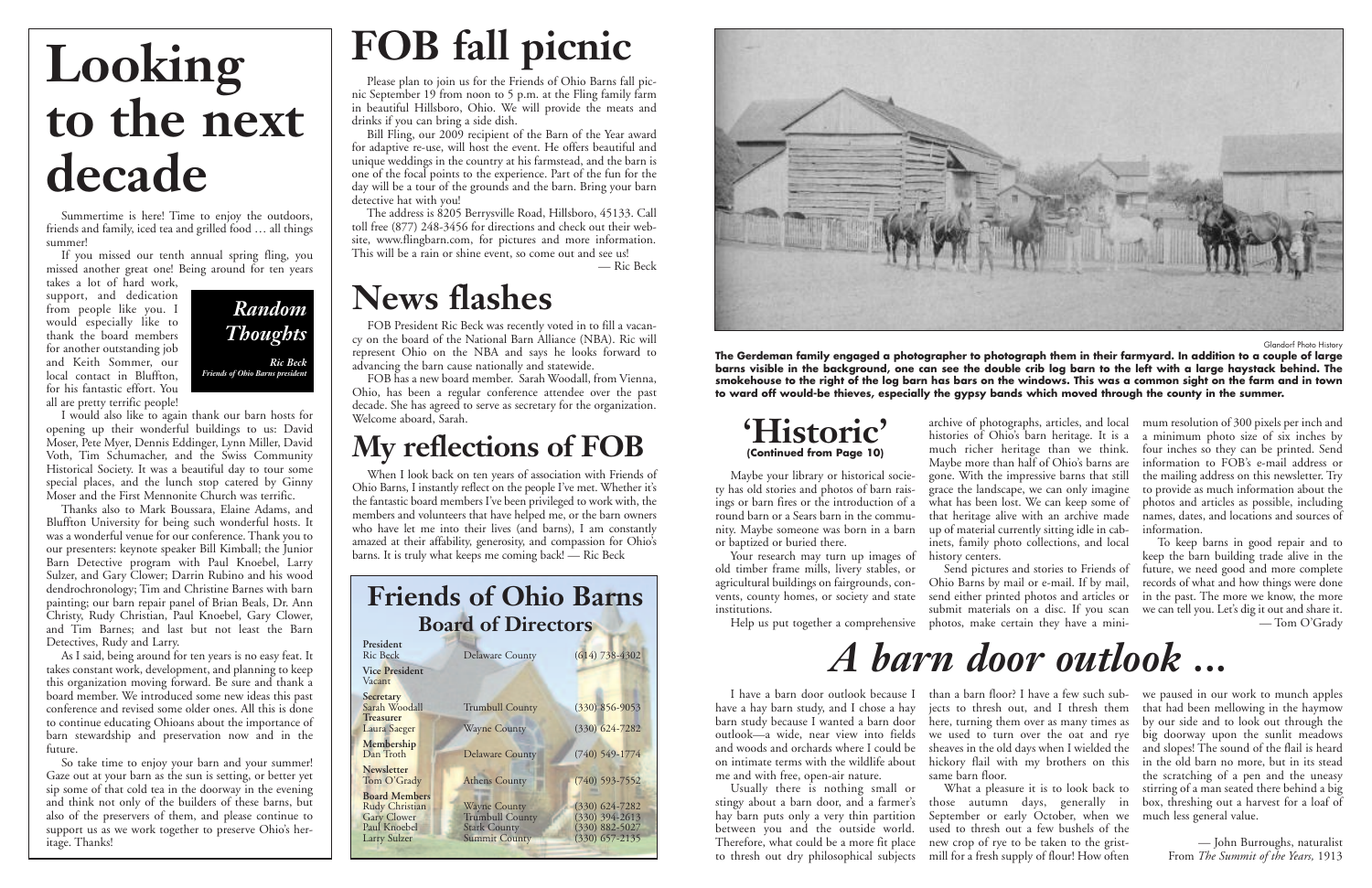# Looking to the next decade

*Random Thoughts*

*Ric Beck*
*Friends of Ohio Barns president*

Summertime is here! Time to enjoy the outdoors, friends and family, iced tea and grilled food … all things summer!

If you missed our tenth annual spring fling, you missed another great one! Being around for ten years takes a lot of hard work, support, and dedication from people like you. I would especially like to thank the board members for another outstanding job and Keith Sommer, our local contact in Bluffton, for his fantastic effort. You all are pretty terrific people!

I would also like to again thank our barn hosts for opening up their wonderful buildings to us: David Moser, Pete Myer, Dennis Eddinger, Lynn Miller, David Voth, Tim Schumacher, and the Swiss Community Historical Society. It was a beautiful day to tour some special places, and the lunch stop catered by Ginny Moser and the First Mennonite Church was terrific.

Thanks also to Mark Boussara, Elaine Adams, and Bluffton University for being such wonderful hosts. It was a wonderful venue for our conference. Thank you to our presenters: keynote speaker Bill Kimball; the Junior Barn Detective program with Paul Knoebel, Larry Sulzer, and Gary Clower; Darrin Rubino and his wood dendrochronology; Tim and Christine Barnes with barn painting; our barn repair panel of Brian Beals, Dr. Ann Christy, Rudy Christian, Paul Knoebel, Gary Clower, and Tim Barnes; and last but not least the Barn Detectives, Rudy and Larry.

As I said, being around for ten years is no easy feat. It takes constant work, development, and planning to keep this organization moving forward. Be sure and thank a board member. We introduced some new ideas this past conference and revised some older ones. All this is done to continue educating Ohioans about the importance of barn stewardship and preservation now and in the future.

So take time to enjoy your barn and your summer! Gaze out at your barn as the sun is setting, or better yet sip some of that cold tea in the doorway in the evening and think not only of the builders of these barns, but also of the preservers of them, and please continue to support us as we work together to preserve Ohio's heritage. Thanks!

# FOB fall picnic

Please plan to join us for the Friends of Ohio Barns fall picnic September 19 from noon to 5 p.m. at the Fling family farm in beautiful Hillsboro, Ohio. We will provide the meats and drinks if you can bring a side dish.

Bill Fling, our 2009 recipient of the Barn of the Year award for adaptive re-use, will host the event. He offers beautiful and unique weddings in the country at his farmstead, and the barn is one of the focal points to the experience. Part of the fun for the day will be a tour of the grounds and the barn. Bring your barn detective hat with you!

The address is 8205 Berrysville Road, Hillsboro, 45133. Call toll free (877) 248-3456 for directions and check out their website, www.flingbarn.com, for pictures and more information. This will be a rain or shine event, so come out and see us!

— Ric Beck

# News flashes

FOB President Ric Beck was recently voted in to fill a vacancy on the board of the National Barn Alliance (NBA). Ric will represent Ohio on the NBA and says he looks forward to advancing the barn cause nationally and statewide.

FOB has a new board member. Sarah Woodall, from Vienna, Ohio, has been a regular conference attendee over the past decade. She has agreed to serve as secretary for the organization. Welcome aboard, Sarah.

# My reflections of FOB

When I look back on ten years of association with Friends of Ohio Barns, I instantly reflect on the people I've met. Whether it's the fantastic board members I've been privileged to work with, the members and volunteers that have helped me, or the barn owners who have let me into their lives (and barns), I am constantly amazed at their affability, generosity, and compassion for Ohio's barns. It is truly what keeps me coming back! — Ric Beck

## Friends of Ohio Barns Board of Directors

| Position | Name | County | Phone |
|---|---|---|---|
| **President** | Ric Beck | Delaware County | (614) 738-4302 |
| **Vice President** | Vacant | | |
| **Secretary** | Sarah Woodall | Trumbull County | (330) 856-9053 |
| **Treasurer** | Laura Saeger | Wayne County | (330) 624-7282 |
| **Membership** | Dan Troth | Delaware County | (740) 549-1774 |
| **Newsletter** | Tom O'Grady | Athens County | (740) 593-7552 |
| **Board Members** | Rudy Christian | Wayne County | (330) 624-7282 |
| | Gary Clower | Trumbull County | (330) 394-2613 |
| | Paul Knoebel | Stark County | (330) 882-5027 |
| | Larry Sulzer | Summit County | (330) 657-2135 |

Glandorf Photo History

**The Gerdeman family engaged a photographer to photograph them in their farmyard. In addition to a couple of large barns visible in the background, one can see the double crib log barn to the left with a large haystack behind. The smokehouse to the right of the log barn has bars on the windows. This was a common sight on the farm and in town to ward off would-be thieves, especially the gypsy bands which moved through the county in the summer.**

# 'Historic'

**(Continued from Page 10)**

Maybe your library or historical society has old stories and photos of barn raisings or barn fires or the introduction of a round barn or a Sears barn in the community. Maybe someone was born in a barn or baptized or buried there.

Your research may turn up images of old timber frame mills, livery stables, or agricultural buildings on fairgrounds, convents, county homes, or society and state institutions.

Help us put together a comprehensive archive of photographs, articles, and local histories of Ohio's barn heritage. It is a much richer heritage than we think. Maybe more than half of Ohio's barns are gone. With the impressive barns that still grace the landscape, we can only imagine what has been lost. We can keep some of that heritage alive with an archive made up of material currently sitting idle in cabinets, family photo collections, and local history centers.

Send pictures and stories to Friends of Ohio Barns by mail or e-mail. If by mail, send either printed photos and articles or submit materials on a disc. If you scan photos, make certain they have a minimum resolution of 300 pixels per inch and a minimum photo size of six inches by four inches so they can be printed. Send information to FOB's e-mail address or the mailing address on this newsletter. Try to provide as much information about the photos and articles as possible, including names, dates, and locations and sources of information.

To keep barns in good repair and to keep the barn building trade alive in the future, we need good and more complete records of what and how things were done in the past. The more we know, the more we can tell you. Let's dig it out and share it.

— Tom O'Grady

# *A barn door outlook ...*

I have a barn door outlook because I have a hay barn study, and I chose a hay barn study because I wanted a barn door outlook—a wide, near view into fields and woods and orchards where I could be on intimate terms with the wildlife about me and with free, open-air nature.

Usually there is nothing small or stingy about a barn door, and a farmer's hay barn puts only a very thin partition between you and the outside world. Therefore, what could be a more fit place to thresh out dry philosophical subjects than a barn floor? I have a few such subjects to thresh out, and I thresh them here, turning them over as many times as we used to turn over the oat and rye sheaves in the old days when I wielded the hickory flail with my brothers on this same barn floor.

What a pleasure it is to look back to those autumn days, generally in September or early October, when we used to thresh out a few bushels of the new crop of rye to be taken to the gristmill for a fresh supply of flour! How often we paused in our work to munch apples that had been mellowing in the haymow by our side and to look out through the big doorway upon the sunlit meadows and slopes! The sound of the flail is heard in the old barn no more, but in its stead the scratching of a pen and the uneasy stirring of a man seated there behind a big box, threshing out a harvest for a loaf of much less general value.

— John Burroughs, naturalist
From *The Summit of the Years,* 1913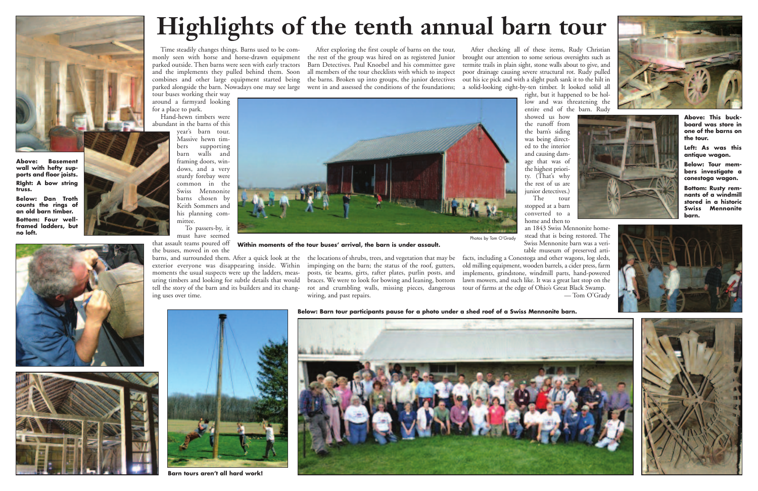# Highlights of the tenth annual barn tour

Time steadily changes things. Barns used to be commonly seen with horse and horse-drawn equipment parked outside. Then barns were seen with early tractors and the implements they pulled behind them. Soon combines and other large equipment started being parked alongside the barn. Nowadays one may see large tour buses working their way around a farmyard looking for a place to park.

Hand-hewn timbers were abundant in the barns of this year's barn tour. Massive hewn timbers supporting barn walls and framing doors, windows, and a very sturdy forebay were common in the Swiss Mennonite barns chosen by Keith Sommers and his planning committee.

To passers-by, it must have seemed that assault teams poured off the busses, moved in on the barns, and surrounded them. After a quick look at the exterior everyone was disappearing inside. Within moments the usual suspects were up the ladders, measuring timbers and looking for subtle details that would tell the story of the barn and its builders and its changing uses over time.

After exploring the first couple of barns on the tour, the rest of the group was hired on as registered Junior Barn Detectives. Paul Knoebel and his committee gave all members of the tour checklists with which to inspect the barns. Broken up into groups, the junior detectives went in and assessed the conditions of the foundations; the locations of shrubs, trees, and vegetation that may be impinging on the barn; the status of the roof, gutters, posts, tie beams, girts, rafter plates, purlin posts, and braces. We were to look for bowing and leaning, bottom rot and crumbling walls, missing pieces, dangerous wiring, and past repairs.

After checking all of these items, Rudy Christian brought our attention to some serious oversights such as termite trails in plain sight, stone walls about to give, and poor drainage causing severe structural rot. Rudy pulled out his ice pick and with a slight push sank it to the hilt in a solid-looking eight-by-ten timber. It looked solid all right, but it happened to be hollow and was threatening the entire end of the barn. Rudy showed us how the runoff from the barn's siding was being directed to the interior and causing damage that was of the highest priority. (That's why the rest of us are junior detectives.)

The tour stopped at a barn converted to a home and then to an 1843 Swiss Mennonite homestead that is being restored. The Swiss Mennonite barn was a veritable museum of preserved artifacts, including a Conestoga and other wagons, log sleds, old milling equipment, wooden barrels, a cider press, farm implements, grindstone, windmill parts, hand-powered lawn mowers, and such like. It was a great last stop on the tour of farms at the edge of Ohio's Great Black Swamp.

— Tom O'Grady

**Above: Basement wall with hefty supports and floor joists.**

**RIght: A bow string truss.**

**Below: Dan Troth counts the rings of an old barn timber.**

**Bottom: Four well-framed ladders, but no loft.**

**Within moments of the tour buses' arrival, the barn is under assault.**

Photos by Tom O'Grady

**Above: This buckboard was store in one of the barns on the tour.**

**Left: As was this antique wagon.**

**Below: Tour members investigate a conestoga wagon.**

**Bottom: Rusty remnants of a windmill stored in a historic Swiss Mennonite barn.**

**Below: Barn tour participants pause for a photo under a shed roof of a Swiss Mennonite barn.**

**Barn tours aren't all hard work!**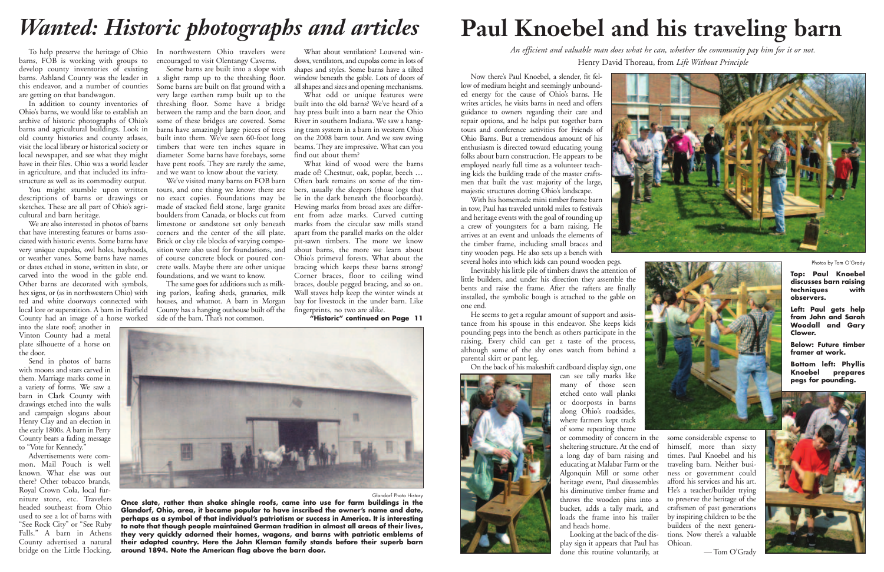# *Wanted: Historic photographs and articles*

To help preserve the heritage of Ohio barns, FOB is working with groups to develop county inventories of existing barns. Ashland County was the leader in this endeavor, and a number of counties are getting on that bandwagon.

In addition to county inventories of Ohio's barns, we would like to establish an archive of historic photographs of Ohio's barns and agricultural buildings. Look in old county histories and county atlases, visit the local library or historical society or local newspaper, and see what they might have in their files. Ohio was a world leader in agriculture, and that included its infrastructure as well as its commodity output.

You might stumble upon written descriptions of barns or drawings or sketches. These are all part of Ohio's agricultural and barn heritage.

We are also interested in photos of barns that have interesting features or barns associated with historic events. Some barns have very unique cupolas, owl holes, hayhoods, or weather vanes. Some barns have names or dates etched in stone, written in slate, or carved into the wood in the gable end. Other barns are decorated with symbols, hex signs, or (as in northwestern Ohio) with red and white doorways connected with local lore or superstition. A barn in Fairfield County had an image of a horse worked into the slate roof; another in Vinton County had a metal plate silhouette of a horse on the door.

Send in photos of barns with moons and stars carved in them. Marriage marks come in a variety of forms. We saw a barn in Clark County with drawings etched into the walls and campaign slogans about Henry Clay and an election in the early 1800s. A barn in Perry County bears a fading message to "Vote for Kennedy."

Advertisements were common. Mail Pouch is well known. What else was out there? Other tobacco brands, Royal Crown Cola, local furniture store, etc. Travelers headed southeast from Ohio used to see a lot of barns with "See Rock City" or "See Ruby Falls." A barn in Athens County advertised a natural bridge on the Little Hocking. In northwestern Ohio travelers were encouraged to visit Olentangy Caverns.

Some barns are built into a slope with a slight ramp up to the threshing floor. Some barns are built on flat ground with a very large earthen ramp built up to the threshing floor. Some have a bridge between the ramp and the barn door, and some of these bridges are covered. Some barns have amazingly large pieces of trees built into them. We've seen 60-foot long timbers that were ten inches square in diameter Some barns have forebays, some have pent roofs. They are rarely the same, and we want to know about the variety.

We've visited many barns on FOB barn tours, and one thing we know: there are no exact copies. Foundations may be made of stacked field stone, large granite boulders from Canada, or blocks cut from limestone or sandstone set only beneath corners and the center of the sill plate. Brick or clay tile blocks of varying composition were also used for foundations, and of course concrete block or poured concrete walls. Maybe there are other unique foundations, and we want to know.

The same goes for additions such as milking parlors, loafing sheds, granaries, milk houses, and whatnot. A barn in Morgan County has a hanging outhouse built off the side of the barn. That's not common.

What about ventilation? Louvered windows, ventilators, and cupolas come in lots of shapes and styles. Some barns have a tilted window beneath the gable. Lots of doors of all shapes and sizes and opening mechanisms.

What odd or unique features were built into the old barns? We've heard of a hay press built into a barn near the Ohio River in southern Indiana. We saw a hanging tram system in a barn in western Ohio on the 2008 barn tour. And we saw swing beams. They are impressive. What can you find out about them?

What kind of wood were the barns made of? Chestnut, oak, poplar, beech … Often bark remains on some of the timbers, usually the sleepers (those logs that lie in the dark beneath the floorboards). Hewing marks from broad axes are different from adze marks. Curved cutting marks from the circular saw mills stand apart from the parallel marks on the older pit-sawn timbers. The more we know about barns, the more we learn about Ohio's primeval forests. What about the bracing which keeps these barns strong? Corner braces, floor to ceiling wind braces, double pegged bracing, and so on. Wall staves help keep the winter winds at bay for livestock in the under barn. Like fingerprints, no two are alike.

**"Historic" continued on Page 11**

Glandorf Photo History

**Once slate, rather than shake shingle roofs, came into use for farm buildings in the Glandorf, Ohio, area, it became popular to have inscribed the owner's name and date, perhaps as a symbol of that individual's patriotism or success in America. It is interesting to note that though people maintained German tradition in almost all areas of their lives, they very quickly adorned their homes, wagons, and barns with patriotic emblems of their adopted country. Here the John Kleman family stands before their superb barn around 1894. Note the American flag above the barn door.**

# Paul Knoebel and his traveling barn

*An efficient and valuable man does what he can, whether the community pay him for it or not.*
Henry David Thoreau, from *Life Without Principle*

Now there's Paul Knoebel, a slender, fit fellow of medium height and seemingly unbounded energy for the cause of Ohio's barns. He writes articles, he visits barns in need and offers guidance to owners regarding their care and repair options, and he helps put together barn tours and conference activities for Friends of Ohio Barns. But a tremendous amount of his enthusiasm is directed toward educating young folks about barn construction. He appears to be employed nearly full time as a volunteer teaching kids the building trade of the master craftsmen that built the vast majority of the large, majestic structures dotting Ohio's landscape.

With his homemade mini timber frame barn in tow, Paul has traveled untold miles to festivals and heritage events with the goal of rounding up a crew of youngsters for a barn raising. He arrives at an event and unloads the elements of the timber frame, including small braces and tiny wooden pegs. He also sets up a bench with several holes into which kids can pound wooden pegs.

Inevitably his little pile of timbers draws the attention of little builders, and under his direction they assemble the bents and raise the frame. After the rafters are finally installed, the symbolic bough is attached to the gable on one end.

He seems to get a regular amount of support and assistance from his spouse in this endeavor. She keeps kids pounding pegs into the bench as others participate in the raising. Every child can get a taste of the process, although some of the shy ones watch from behind a parental skirt or pant leg.

On the back of his makeshift cardboard display sign, one can see tally marks like many of those seen etched onto wall planks or doorposts in barns along Ohio's roadsides, where farmers kept track of some repeating theme or commodity of concern in the sheltering structure. At the end of a long day of barn raising and educating at Malabar Farm or the Algonquin Mill or some other heritage event, Paul disassembles his diminutive timber frame and throws the wooden pins into a bucket, adds a tally mark, and loads the frame into his trailer and heads home.

Looking at the back of the display sign it appears that Paul has done this routine voluntarily, at some considerable expense to himself, more than sixty times. Paul Knoebel and his traveling barn. Neither business or government could afford his services and his art. He's a teacher/builder trying to preserve the heritage of the craftsmen of past generations by inspiring children to be the builders of the next generations. Now there's a valuable Ohioan.

— Tom O'Grady

Photos by Tom O'Grady

**Top: Paul Knoebel discusses barn raising techniques with observers.**

**Left: Paul gets help from John and Sarah Woodall and Gary Clower.**

**Below: Future timber framer at work.**

**Bottom left: Phyllis Knoebel prepares pegs for pounding.**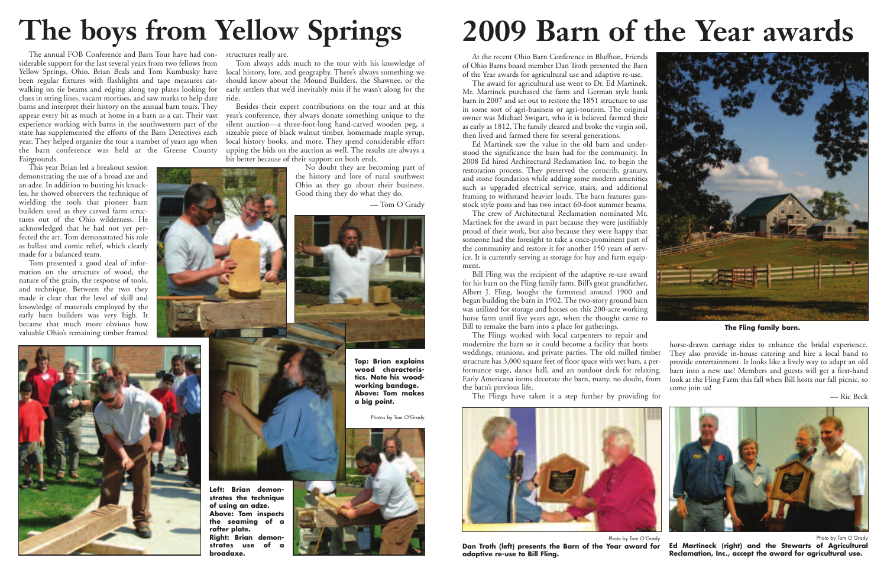# The boys from Yellow Springs

The annual FOB Conference and Barn Tour have had considerable support for the last several years from two fellows from Yellow Springs, Ohio. Brian Beals and Tom Kumbusky have been regular fixtures with flashlights and tape measures catwalking on tie beams and edging along top plates looking for clues in string lines, vacant mortises, and saw marks to help date barns and interpret their history on the annual barn tours. They appear every bit as much at home in a barn as a cat. Their vast experience working with barns in the southwestern part of the state has supplemented the efforts of the Barn Detectives each year. They helped organize the tour a number of years ago when the barn conference was held at the Greene County Fairgrounds.

This year Brian led a breakout session demonstrating the use of a broad axe and an adze. In addition to busting his knuckles, he showed observers the technique of wielding the tools that pioneer barn builders used as they carved farm structures out of the Ohio wilderness. He acknowledged that he had not yet perfected the art. Tom demonstrated his role as ballast and comic relief, which clearly made for a balanced team.

Tom presented a good deal of information on the structure of wood, the nature of the grain, the response of tools, and technique. Between the two they made it clear that the level of skill and knowledge of materials employed by the early barn builders was very high. It became that much more obvious how valuable Ohio's remaining timber framed structures really are.

Tom always adds much to the tour with his knowledge of local history, lore, and geography. There's always something we should know about the Mound Builders, the Shawnee, or the early settlers that we'd inevitably miss if he wasn't along for the ride.

Besides their expert contributions on the tour and at this year's conference, they always donate something unique to the silent auction—a three-foot-long hand-carved wooden peg, a sizeable piece of black walnut timber, homemade maple syrup, local history books, and more. They spend considerable effort upping the bids on the auction as well. The results are always a bit better because of their support on both ends.

No doubt they are becoming part of the history and lore of rural southwest Ohio as they go about their business. Good thing they do what they do.

— Tom O'Grady

**Top: Brian explains wood characteristics. Note his woodworking bandage. Above: Tom makes a big point.**

Photos by Tom O'Grady

**Left: Brian demonstrates the technique of using an adze. Above: Tom inspects the seaming of a rafter plate. Right: Brian demonstrates use of a broadaxe.**

# 2009 Barn of the Year awards

At the recent Ohio Barn Conference in Bluffton, Friends of Ohio Barns board member Dan Troth presented the Barn of the Year awards for agricultural use and adaptive re-use.

The award for agricultural use went to Dr. Ed Martinek. Mr. Martinek purchased the farm and German style bank barn in 2007 and set out to restore the 1851 structure to use in some sort of agri-business or agri-tourism. The original owner was Michael Swigart, who it is believed farmed their as early as 1812. The family cleared and broke the virgin soil, then lived and farmed there for several generations.

Ed Martinek saw the value in the old barn and understood the significance the barn had for the community. In 2008 Ed hired Architectural Reclamation Inc. to begin the restoration process. They preserved the corncrib, granary, and stone foundation while adding some modern amenities such as upgraded electrical service, stairs, and additional framing to withstand heavier loads. The barn features gunstock style posts and has two intact 60-foot summer beams.

The crew of Architectural Reclamation nominated Mr. Martinek for the award in part because they were justifiably proud of their work, but also because they were happy that someone had the foresight to take a once-prominent part of the community and restore it for another 150 years of service. It is currently serving as storage for hay and farm equipment.

Bill Fling was the recipient of the adaptive re-use award for his barn on the Fling family farm. Bill's great grandfather, Albert J. Fling, bought the farmstead around 1900 and began building the barn in 1902. The two-story ground barn was utilized for storage and horses on this 200-acre working horse farm until five years ago, when the thought came to Bill to remake the barn into a place for gatherings.

The Flings worked with local carpenters to repair and modernize the barn so it could become a facility that hosts weddings, reunions, and private parties. The old milled timber structure has 3,000 square feet of floor space with wet bars, a performance stage, dance hall, and an outdoor deck for relaxing. Early Americana items decorate the barn, many, no doubt, from the barn's previous life.

The Flings have taken it a step further by providing for horse-drawn carriage rides to enhance the bridal experience. They also provide in-house catering and hire a local band to provide entertainment. It looks like a lively way to adapt an old barn into a new use! Members and guests will get a first-hand look at the Fling Farm this fall when Bill hosts our fall picnic, so come join us!

— Ric Beck

**The Fling family barn.**

Photo by Tom O'Grady

**Dan Troth (left) presents the Barn of the Year award for adaptive re-use to Bill Fling.**

Photo by Tom O'Grady

**Ed Martineck (right) and the Stewarts of Agricultural Reclamation, Inc., accept the award for agricultural use.**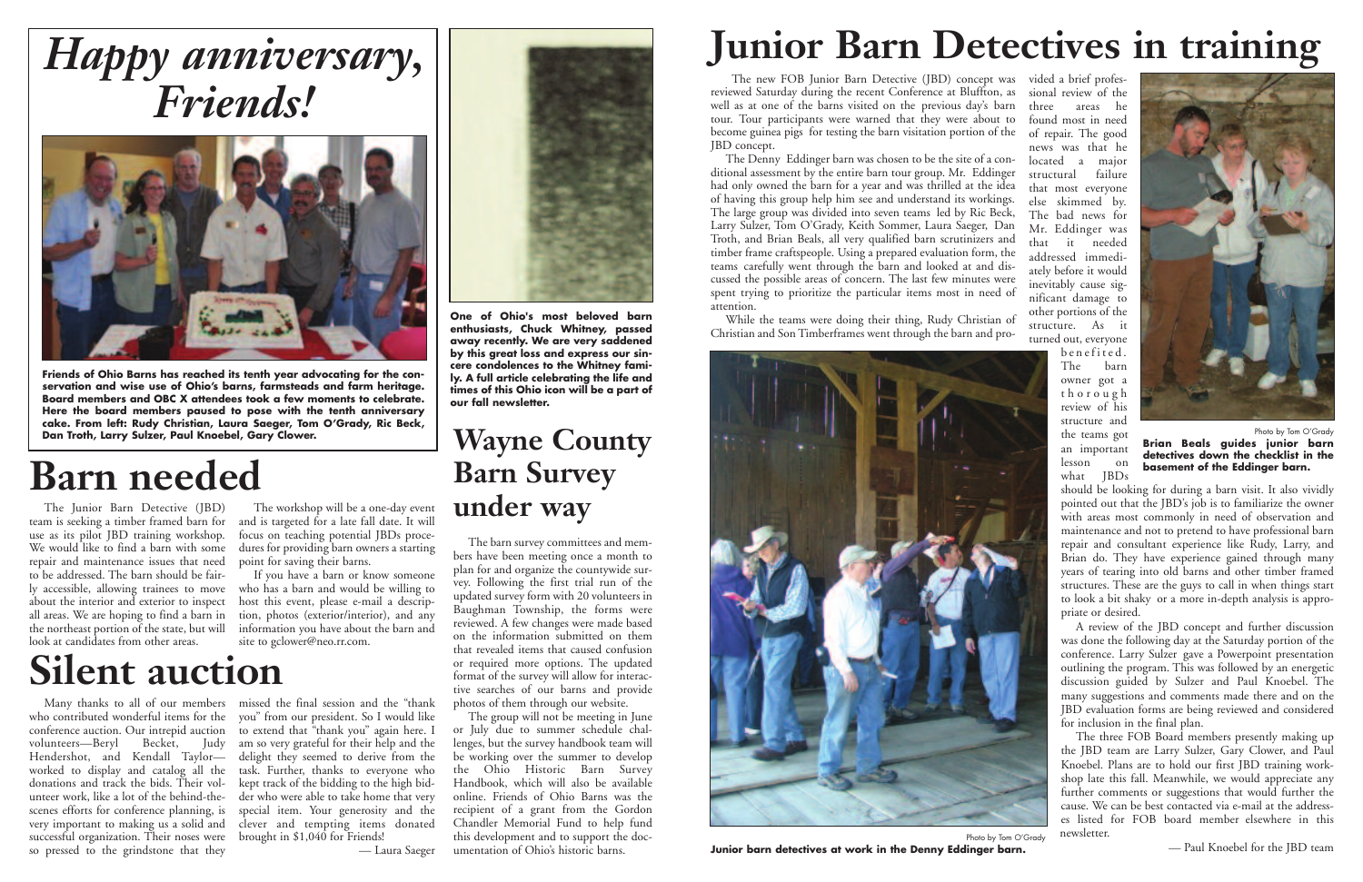# *Happy anniversary, Friends!*

**Friends of Ohio Barns has reached its tenth year advocating for the conservation and wise use of Ohio's barns, farmsteads and farm heritage. Board members and OBC X attendees took a few moments to celebrate. Here the board members paused to pose with the tenth anniversary cake. From left: Rudy Christian, Laura Saeger, Tom O'Grady, Ric Beck, Dan Troth, Larry Sulzer, Paul Knoebel, Gary Clower.**

**One of Ohio's most beloved barn enthusiasts, Chuck Whitney, passed away recently. We are very saddened by this great loss and express our sincere condolences to the Whitney family. A full article celebrating the life and times of this Ohio icon will be a part of our fall newsletter.**

# Barn needed

The Junior Barn Detective (JBD) team is seeking a timber framed barn for use as its pilot JBD training workshop. We would like to find a barn with some repair and maintenance issues that need to be addressed. The barn should be fairly accessible, allowing trainees to move about the interior and exterior to inspect all areas. We are hoping to find a barn in the northeast portion of the state, but will look at candidates from other areas.

The workshop will be a one-day event and is targeted for a late fall date. It will focus on teaching potential JBDs procedures for providing barn owners a starting point for saving their barns.

If you have a barn or know someone who has a barn and would be willing to host this event, please e-mail a description, photos (exterior/interior), and any information you have about the barn and site to gclower@neo.rr.com.

# Silent auction

Many thanks to all of our members who contributed wonderful items for the conference auction. Our intrepid auction volunteers—Beryl Becket, Judy Hendershot, and Kendall Taylor—worked to display and catalog all the donations and track the bids. Their volunteer work, like a lot of the behind-the-scenes efforts for conference planning, is very important to making us a solid and successful organization. Their noses were so pressed to the grindstone that they missed the final session and the "thank you" from our president. So I would like to extend that "thank you" again here. I am so very grateful for their help and the delight they seemed to derive from the task. Further, thanks to everyone who kept track of the bidding to the high bidder who were able to take home that very special item. Your generosity and the clever and tempting items donated brought in $1,040 for Friends!

— Laura Saeger

# Wayne County Barn Survey under way

The barn survey committees and members have been meeting once a month to plan for and organize the countywide survey. Following the first trial run of the updated survey form with 20 volunteers in Baughman Township, the forms were reviewed. A few changes were made based on the information submitted on them that revealed items that caused confusion or required more options. The updated format of the survey will allow for interactive searches of our barns and provide photos of them through our website.

The group will not be meeting in June or July due to summer schedule challenges, but the survey handbook team will be working over the summer to develop the Ohio Historic Barn Survey Handbook, which will also be available online. Friends of Ohio Barns was the recipient of a grant from the Gordon Chandler Memorial Fund to help fund this development and to support the documentation of Ohio's historic barns.

# Junior Barn Detectives in training

The new FOB Junior Barn Detective (JBD) concept was reviewed Saturday during the recent Conference at Bluffton, as well as at one of the barns visited on the previous day's barn tour. Tour participants were warned that they were about to become guinea pigs for testing the barn visitation portion of the JBD concept.

The Denny Eddinger barn was chosen to be the site of a conditional assessment by the entire barn tour group. Mr. Eddinger had only owned the barn for a year and was thrilled at the idea of having this group help him see and understand its workings. The large group was divided into seven teams led by Ric Beck, Larry Sulzer, Tom O'Grady, Keith Sommer, Laura Saeger, Dan Troth, and Brian Beals, all very qualified barn scrutinizers and timber frame craftspeople. Using a prepared evaluation form, the teams carefully went through the barn and looked at and discussed the possible areas of concern. The last few minutes were spent trying to prioritize the particular items most in need of attention.

While the teams were doing their thing, Rudy Christian of Christian and Son Timberframes went through the barn and provided a brief professional review of the three areas he found most in need of repair. The good news was that he located a major structural failure that most everyone else skimmed by. The bad news for Mr. Eddinger was that it needed addressed immediately before it would inevitably cause significant damage to other portions of the structure. As it turned out, everyone benefited. The barn owner got a thorough review of his structure and the teams got an important lesson on what JBDs should be looking for during a barn visit. It also vividly pointed out that the JBD's job is to familiarize the owner with areas most commonly in need of observation and maintenance and not to pretend to have professional barn repair and consultant experience like Rudy, Larry, and Brian do. They have experience gained through many years of tearing into old barns and other timber framed structures. These are the guys to call in when things start to look a bit shaky or a more in-depth analysis is appropriate or desired.

Photo by Tom O'Grady

**Junior barn detectives at work in the Denny Eddinger barn.**

Photo by Tom O'Grady

**Brian Beals guides junior barn detectives down the checklist in the basement of the Eddinger barn.**

A review of the JBD concept and further discussion was done the following day at the Saturday portion of the conference. Larry Sulzer gave a Powerpoint presentation outlining the program. This was followed by an energetic discussion guided by Sulzer and Paul Knoebel. The many suggestions and comments made there and on the JBD evaluation forms are being reviewed and considered for inclusion in the final plan.

The three FOB Board members presently making up the JBD team are Larry Sulzer, Gary Clower, and Paul Knoebel. Plans are to hold our first JBD training workshop late this fall. Meanwhile, we would appreciate any further comments or suggestions that would further the cause. We can be best contacted via e-mail at the addresses listed for FOB board member elsewhere in this newsletter.

— Paul Knoebel for the JBD team